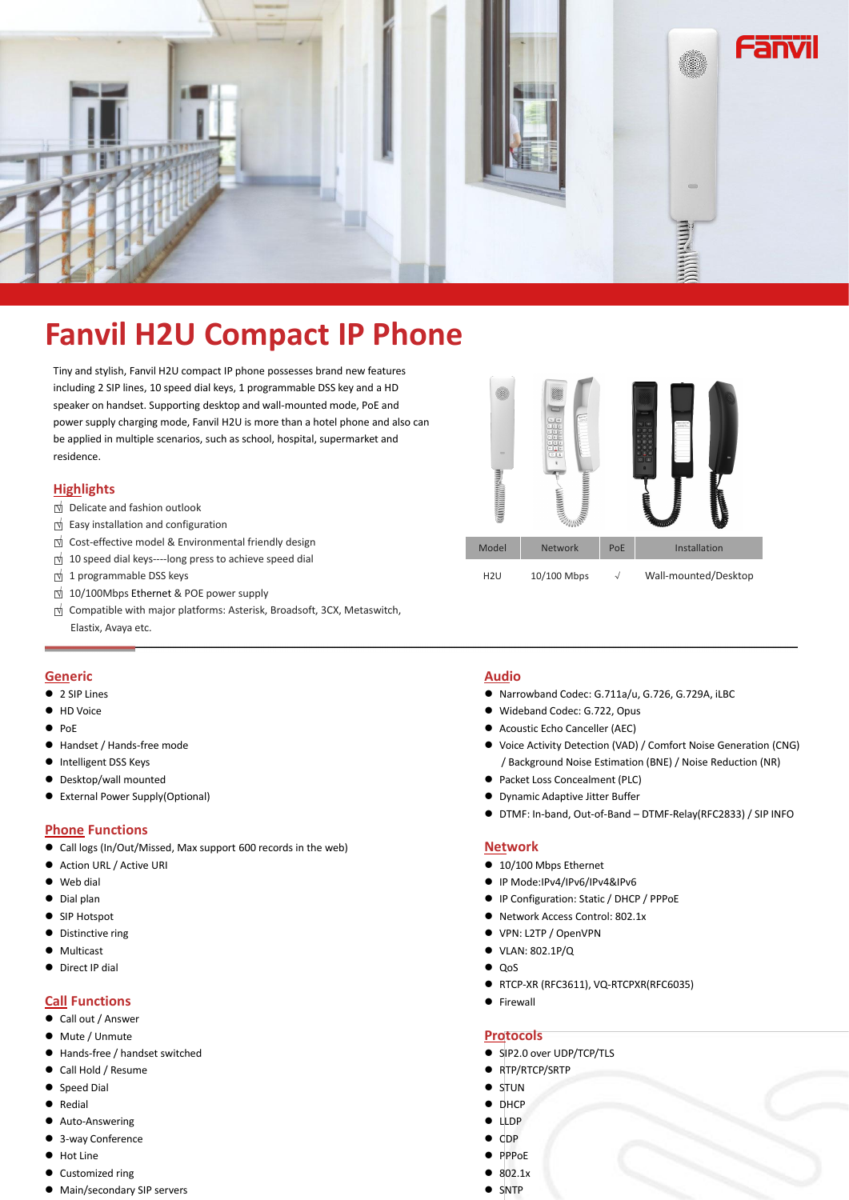# Fanvil H2U Compact IP Phone

Tiny and stylish, Fanvil H2U compact IP phone possesses brand new features including 2 SIP lines, 10 speed dial keys, 1 programmable DSS key and a HD speaker on handset. Supporting desktop and wall-mounted mode, PoE and power supply charging mode, Fanvil H2U is more than a hotel phone and also can be applied in multiple scenarios, such as school, hospital, supermarket and residence.

| Model | Network | PoE | Installation |
|---|---|---|---|
| H2U | 10/100 Mbps | √ | Wall-mounted/Desktop |

## Highlights

- Delicate and fashion outlook
- Easy installation and configuration
- Cost-effective model & Environmental friendly design
- 10 speed dial keys----long press to achieve speed dial
- 1 programmable DSS keys
- 10/100Mbps Ethernet & POE power supply
- Compatible with major platforms: Asterisk, Broadsoft, 3CX, Metaswitch, Elastix, Avaya etc.

## Generic

- 2 SIP Lines
- HD Voice
- PoE
- Handset / Hands-free mode
- Intelligent DSS Keys
- Desktop/wall mounted
- External Power Supply(Optional)

## Phone Functions

- Call logs (In/Out/Missed, Max support 600 records in the web)
- Action URL / Active URI
- Web dial
- Dial plan
- SIP Hotspot
- Distinctive ring
- Multicast
- Direct IP dial

## Call Functions

- Call out / Answer
- Mute / Unmute
- Hands-free / handset switched
- Call Hold / Resume
- Speed Dial
- Redial
- Auto-Answering
- 3-way Conference
- Hot Line
- Customized ring
- Main/secondary SIP servers

## Audio

- Narrowband Codec: G.711a/u, G.726, G.729A, iLBC
- Wideband Codec: G.722, Opus
- Acoustic Echo Canceller (AEC)
- Voice Activity Detection (VAD) / Comfort Noise Generation (CNG) / Background Noise Estimation (BNE) / Noise Reduction (NR)
- Packet Loss Concealment (PLC)
- Dynamic Adaptive Jitter Buffer
- DTMF: In-band, Out-of-Band – DTMF-Relay(RFC2833) / SIP INFO

## Network

- 10/100 Mbps Ethernet
- IP Mode:IPv4/IPv6/IPv4&IPv6
- IP Configuration: Static / DHCP / PPPoE
- Network Access Control: 802.1x
- VPN: L2TP / OpenVPN
- VLAN: 802.1P/Q
- QoS
- RTCP-XR (RFC3611), VQ-RTCPXR(RFC6035)
- Firewall

## Protocols

- SIP2.0 over UDP/TCP/TLS
- RTP/RTCP/SRTP
- STUN
- DHCP
- LLDP
- CDP
- PPPoE
- 802.1x
- SNTP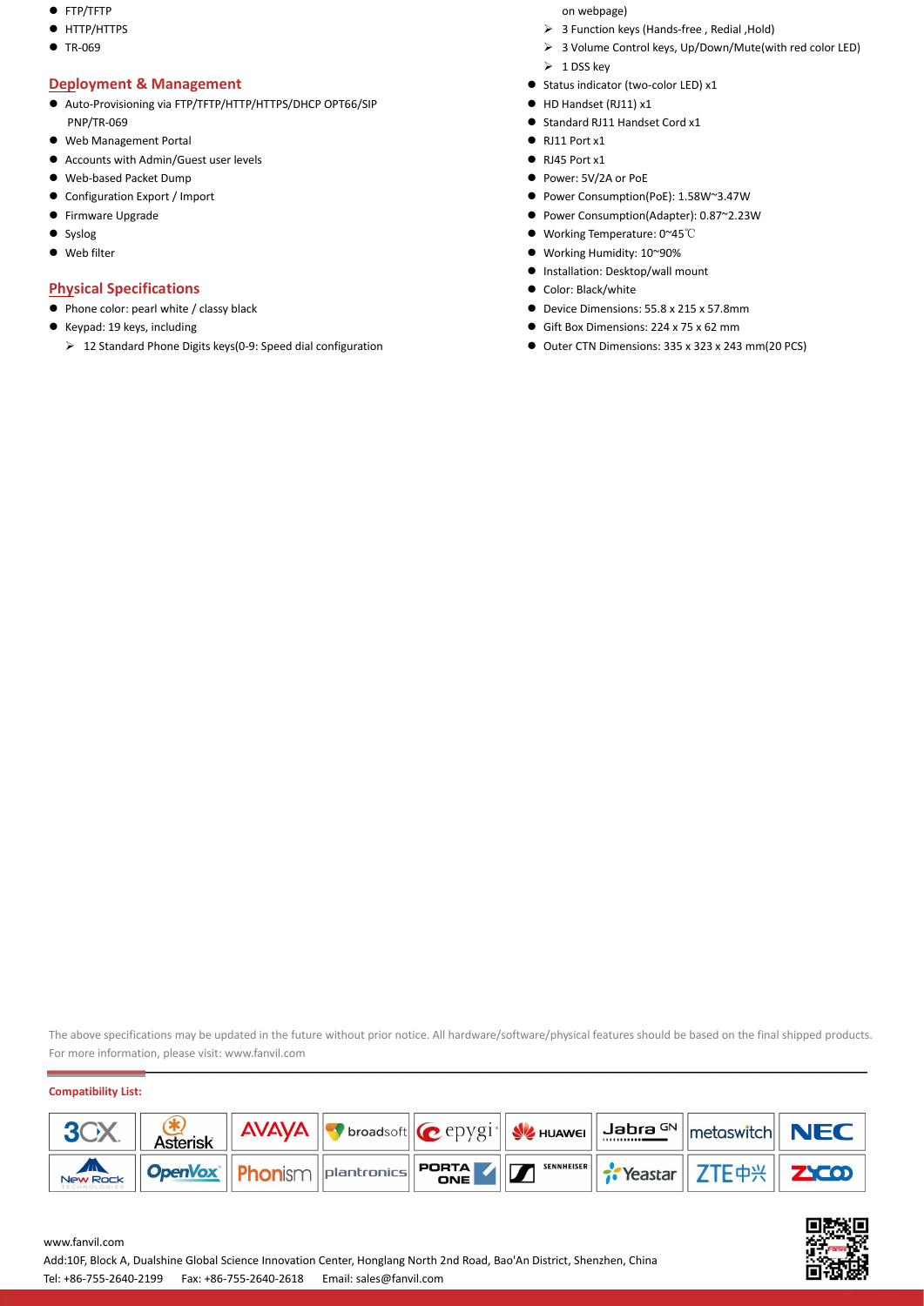- FTP/TFTP
- HTTP/HTTPS
- TR-069

## Deployment & Management

- Auto-Provisioning via FTP/TFTP/HTTP/HTTPS/DHCP OPT66/SIP PNP/TR-069
- Web Management Portal
- Accounts with Admin/Guest user levels
- Web-based Packet Dump
- Configuration Export / Import
- Firmware Upgrade
- Syslog
- Web filter

## Physical Specifications

- Phone color: pearl white / classy black
- Keypad: 19 keys, including
  - 12 Standard Phone Digits keys(0-9: Speed dial configuration on webpage)
  - 3 Function keys (Hands-free , Redial ,Hold)
  - 3 Volume Control keys, Up/Down/Mute(with red color LED)
  - 1 DSS key
- Status indicator (two-color LED) x1
- HD Handset (RJ11) x1
- Standard RJ11 Handset Cord x1
- RJ11 Port x1
- RJ45 Port x1
- Power: 5V/2A or PoE
- Power Consumption(PoE): 1.58W~3.47W
- Power Consumption(Adapter): 0.87~2.23W
- Working Temperature: 0~45℃
- Working Humidity: 10~90%
- Installation: Desktop/wall mount
- Color: Black/white
- Device Dimensions: 55.8 x 215 x 57.8mm
- Gift Box Dimensions: 224 x 75 x 62 mm
- Outer CTN Dimensions: 335 x 323 x 243 mm(20 PCS)

The above specifications may be updated in the future without prior notice. All hardware/software/physical features should be based on the final shipped products. For more information, please visit: www.fanvil.com

**Compatibility List:**

| | | | | | | | | |
|---|---|---|---|---|---|---|---|---|
| 3CX | Asterisk | AVAYA | broadsoft | epygi | HUAWEI | Jabra GN | metaswitch | NEC |
| New Rock Technologies | OpenVox | Phonism | plantronics | PORTA ONE | SENNHEISER | Yeastar | ZTE中兴 | ZYCOO |

www.fanvil.com

Add:10F, Block A, Dualshine Global Science Innovation Center, Honglang North 2nd Road, Bao'An District, Shenzhen, China

Tel: +86-755-2640-2199 Fax: +86-755-2640-2618 Email: sales@fanvil.com